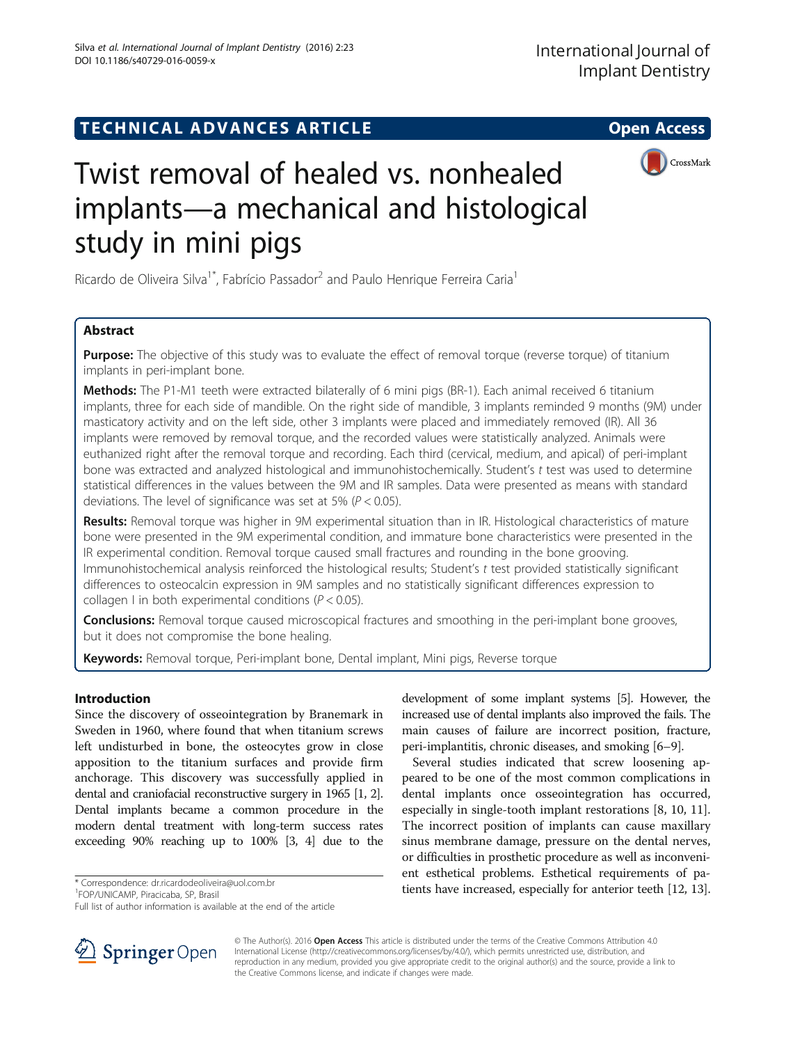TECHNICAL ADVANCES ARTICLE

Open Access

# Twist removal of healed vs. nonhealed implants—a mechanical and histological study in mini pigs

Ricardo de Oliveira Silva[1*], Fabrício Passador[2] and Paulo Henrique Ferreira Caria[1]

## Abstract

**Purpose:** The objective of this study was to evaluate the effect of removal torque (reverse torque) of titanium implants in peri-implant bone.

**Methods:** The P1-M1 teeth were extracted bilaterally of 6 mini pigs (BR-1). Each animal received 6 titanium implants, three for each side of mandible. On the right side of mandible, 3 implants reminded 9 months (9M) under masticatory activity and on the left side, other 3 implants were placed and immediately removed (IR). All 36 implants were removed by removal torque, and the recorded values were statistically analyzed. Animals were euthanized right after the removal torque and recording. Each third (cervical, medium, and apical) of peri-implant bone was extracted and analyzed histological and immunohistochemically. Student's *t* test was used to determine statistical differences in the values between the 9M and IR samples. Data were presented as means with standard deviations. The level of significance was set at 5% ($P < 0.05$).

**Results:** Removal torque was higher in 9M experimental situation than in IR. Histological characteristics of mature bone were presented in the 9M experimental condition, and immature bone characteristics were presented in the IR experimental condition. Removal torque caused small fractures and rounding in the bone grooving. Immunohistochemical analysis reinforced the histological results; Student's *t* test provided statistically significant differences to osteocalcin expression in 9M samples and no statistically significant differences expression to collagen I in both experimental conditions ($P < 0.05$).

**Conclusions:** Removal torque caused microscopical fractures and smoothing in the peri-implant bone grooves, but it does not compromise the bone healing.

**Keywords:** Removal torque, Peri-implant bone, Dental implant, Mini pigs, Reverse torque

## Introduction

Since the discovery of osseointegration by Branemark in Sweden in 1960, where found that when titanium screws left undisturbed in bone, the osteocytes grow in close apposition to the titanium surfaces and provide firm anchorage. This discovery was successfully applied in dental and craniofacial reconstructive surgery in 1965 [1, 2]. Dental implants became a common procedure in the modern dental treatment with long-term success rates exceeding 90% reaching up to 100% [3, 4] due to the development of some implant systems [5]. However, the increased use of dental implants also improved the fails. The main causes of failure are incorrect position, fracture, peri-implantitis, chronic diseases, and smoking [6–9].

Several studies indicated that screw loosening appeared to be one of the most common complications in dental implants once osseointegration has occurred, especially in single-tooth implant restorations [8, 10, 11]. The incorrect position of implants can cause maxillary sinus membrane damage, pressure on the dental nerves, or difficulties in prosthetic procedure as well as inconvenient esthetical problems. Esthetical requirements of patients have increased, especially for anterior teeth [12, 13].

\* Correspondence: dr.ricardodeoliveira@uol.com.br
[1]FOP/UNICAMP, Piracicaba, SP, Brasil
Full list of author information is available at the end of the article

© The Author(s). 2016 **Open Access** This article is distributed under the terms of the Creative Commons Attribution 4.0 International License (http://creativecommons.org/licenses/by/4.0/), which permits unrestricted use, distribution, and reproduction in any medium, provided you give appropriate credit to the original author(s) and the source, provide a link to the Creative Commons license, and indicate if changes were made.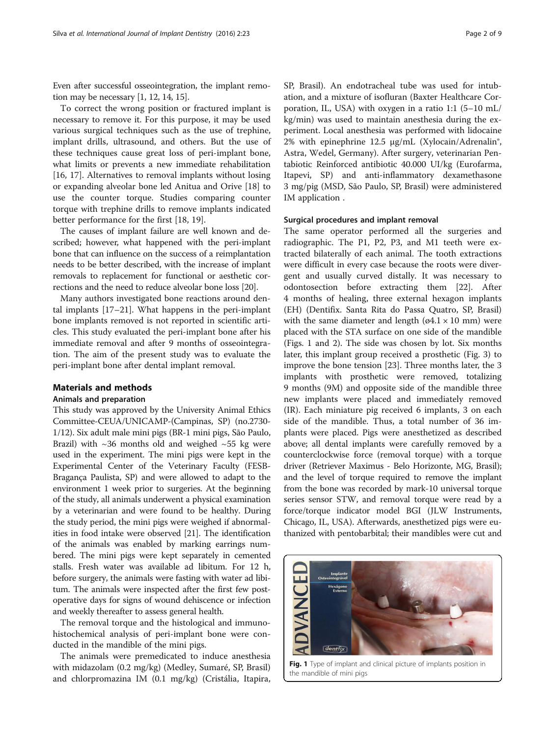Even after successful osseointegration, the implant removal may be necessary [1, 12, 14, 15].

To correct the wrong position or fractured implant is necessary to remove it. For this purpose, it may be used various surgical techniques such as the use of trephine, implant drills, ultrasound, and others. But the use of these techniques cause great loss of peri-implant bone, what limits or prevents a new immediate rehabilitation [16, 17]. Alternatives to removal implants without losing or expanding alveolar bone led Anitua and Orive [18] to use the counter torque. Studies comparing counter torque with trephine drills to remove implants indicated better performance for the first [18, 19].

The causes of implant failure are well known and described; however, what happened with the peri-implant bone that can influence on the success of a reimplantation needs to be better described, with the increase of implant removals to replacement for functional or aesthetic corrections and the need to reduce alveolar bone loss [20].

Many authors investigated bone reactions around dental implants [17–21]. What happens in the peri-implant bone implants removed is not reported in scientific articles. This study evaluated the peri-implant bone after his immediate removal and after 9 months of osseointegration. The aim of the present study was to evaluate the peri-implant bone after dental implant removal.

## Materials and methods

### Animals and preparation

This study was approved by the University Animal Ethics Committee-CEUA/UNICAMP-(Campinas, SP) (no.2730-1/12). Six adult male mini pigs (BR-1 mini pigs, São Paulo, Brazil) with ~36 months old and weighed ~55 kg were used in the experiment. The mini pigs were kept in the Experimental Center of the Veterinary Faculty (FESB-Bragança Paulista, SP) and were allowed to adapt to the environment 1 week prior to surgeries. At the beginning of the study, all animals underwent a physical examination by a veterinarian and were found to be healthy. During the study period, the mini pigs were weighed if abnormalities in food intake were observed [21]. The identification of the animals was enabled by marking earrings numbered. The mini pigs were kept separately in cemented stalls. Fresh water was available ad libitum. For 12 h, before surgery, the animals were fasting with water ad libitum. The animals were inspected after the first few postoperative days for signs of wound dehiscence or infection and weekly thereafter to assess general health.

The removal torque and the histological and immunohistochemical analysis of peri-implant bone were conducted in the mandible of the mini pigs.

The animals were premedicated to induce anesthesia with midazolam (0.2 mg/kg) (Medley, Sumaré, SP, Brasil) and chlorpromazina IM (0.1 mg/kg) (Cristália, Itapira, SP, Brasil). An endotracheal tube was used for intubation, and a mixture of isofluran (Baxter Healthcare Corporation, IL, USA) with oxygen in a ratio 1:1 (5–10 mL/kg/min) was used to maintain anesthesia during the experiment. Local anesthesia was performed with lidocaine 2% with epinephrine 12.5 μg/mL (Xylocain/Adrenalin®, Astra, Wedel, Germany). After surgery, veterinarian Pentabiotic Reinforced antibiotic 40.000 UI/kg (Eurofarma, Itapevi, SP) and anti-inflammatory dexamethasone 3 mg/pig (MSD, São Paulo, SP, Brasil) were administered IM application .

### Surgical procedures and implant removal

The same operator performed all the surgeries and radiographic. The P1, P2, P3, and M1 teeth were extracted bilaterally of each animal. The tooth extractions were difficult in every case because the roots were divergent and usually curved distally. It was necessary to odontosection before extracting them [22]. After 4 months of healing, three external hexagon implants (EH) (Dentifix. Santa Rita do Passa Quatro, SP, Brasil) with the same diameter and length (ø4.1 × 10 mm) were placed with the STA surface on one side of the mandible (Figs. 1 and 2). The side was chosen by lot. Six months later, this implant group received a prosthetic (Fig. 3) to improve the bone tension [23]. Three months later, the 3 implants with prosthetic were removed, totalizing 9 months (9M) and opposite side of the mandible three new implants were placed and immediately removed (IR). Each miniature pig received 6 implants, 3 on each side of the mandible. Thus, a total number of 36 implants were placed. Pigs were anesthetized as described above; all dental implants were carefully removed by a counterclockwise force (removal torque) with a torque driver (Retriever Maximus - Belo Horizonte, MG, Brasil); and the level of torque required to remove the implant from the bone was recorded by mark-10 universal torque series sensor STW, and removal torque were read by a force/torque indicator model BGI (JLW Instruments, Chicago, IL, USA). Afterwards, anesthetized pigs were euthanized with pentobarbital; their mandibles were cut and

**Fig. 1** Type of implant and clinical picture of implants position in the mandible of mini pigs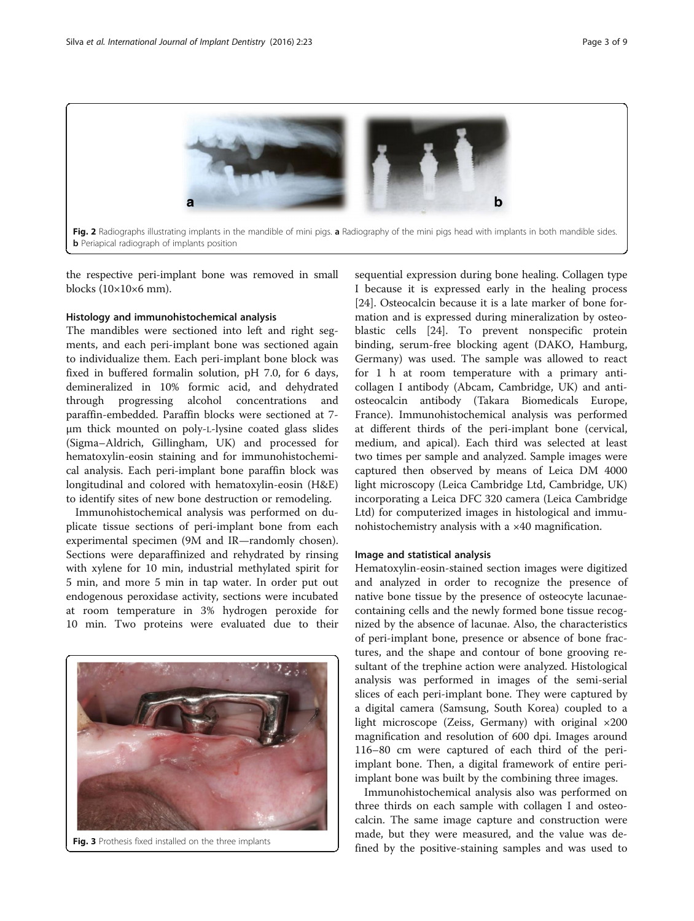Fig. 2 Radiographs illustrating implants in the mandible of mini pigs. **a** Radiography of the mini pigs head with implants in both mandible sides. **b** Periapical radiograph of implants position

the respective peri-implant bone was removed in small blocks (10×10×6 mm).

### Histology and immunohistochemical analysis

The mandibles were sectioned into left and right segments, and each peri-implant bone was sectioned again to individualize them. Each peri-implant bone block was fixed in buffered formalin solution, pH 7.0, for 6 days, demineralized in 10% formic acid, and dehydrated through progressing alcohol concentrations and paraffin-embedded. Paraffin blocks were sectioned at 7-μm thick mounted on poly-L-lysine coated glass slides (Sigma–Aldrich, Gillingham, UK) and processed for hematoxylin-eosin staining and for immunohistochemical analysis. Each peri-implant bone paraffin block was longitudinal and colored with hematoxylin-eosin (H&E) to identify sites of new bone destruction or remodeling.

Immunohistochemical analysis was performed on duplicate tissue sections of peri-implant bone from each experimental specimen (9M and IR—randomly chosen). Sections were deparaffinized and rehydrated by rinsing with xylene for 10 min, industrial methylated spirit for 5 min, and more 5 min in tap water. In order put out endogenous peroxidase activity, sections were incubated at room temperature in 3% hydrogen peroxide for 10 min. Two proteins were evaluated due to their sequential expression during bone healing. Collagen type I because it is expressed early in the healing process [24]. Osteocalcin because it is a late marker of bone formation and is expressed during mineralization by osteoblastic cells [24]. To prevent nonspecific protein binding, serum-free blocking agent (DAKO, Hamburg, Germany) was used. The sample was allowed to react for 1 h at room temperature with a primary anti-collagen I antibody (Abcam, Cambridge, UK) and anti-osteocalcin antibody (Takara Biomedicals Europe, France). Immunohistochemical analysis was performed at different thirds of the peri-implant bone (cervical, medium, and apical). Each third was selected at least two times per sample and analyzed. Sample images were captured then observed by means of Leica DM 4000 light microscopy (Leica Cambridge Ltd, Cambridge, UK) incorporating a Leica DFC 320 camera (Leica Cambridge Ltd) for computerized images in histological and immunohistochemistry analysis with a ×40 magnification.

Fig. 3 Prothesis fixed installed on the three implants

### Image and statistical analysis

Hematoxylin-eosin-stained section images were digitized and analyzed in order to recognize the presence of native bone tissue by the presence of osteocyte lacunae-containing cells and the newly formed bone tissue recognized by the absence of lacunae. Also, the characteristics of peri-implant bone, presence or absence of bone fractures, and the shape and contour of bone grooving resultant of the trephine action were analyzed. Histological analysis was performed in images of the semi-serial slices of each peri-implant bone. They were captured by a digital camera (Samsung, South Korea) coupled to a light microscope (Zeiss, Germany) with original ×200 magnification and resolution of 600 dpi. Images around 116–80 cm were captured of each third of the peri-implant bone. Then, a digital framework of entire peri-implant bone was built by the combining three images.

Immunohistochemical analysis also was performed on three thirds on each sample with collagen I and osteocalcin. The same image capture and construction were made, but they were measured, and the value was defined by the positive-staining samples and was used to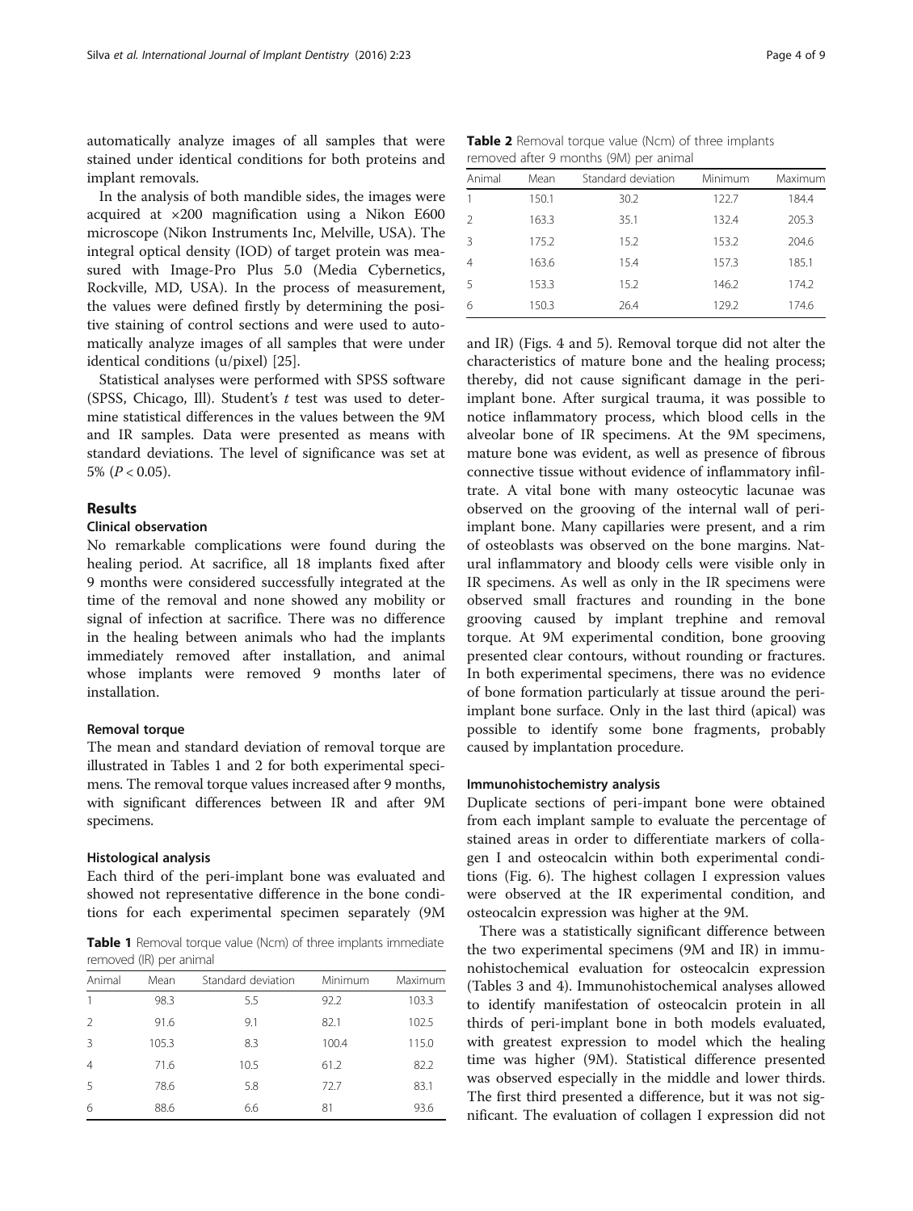automatically analyze images of all samples that were stained under identical conditions for both proteins and implant removals.

In the analysis of both mandible sides, the images were acquired at ×200 magnification using a Nikon E600 microscope (Nikon Instruments Inc, Melville, USA). The integral optical density (IOD) of target protein was measured with Image-Pro Plus 5.0 (Media Cybernetics, Rockville, MD, USA). In the process of measurement, the values were defined firstly by determining the positive staining of control sections and were used to automatically analyze images of all samples that were under identical conditions (u/pixel) [25].

Statistical analyses were performed with SPSS software (SPSS, Chicago, Ill). Student's *t* test was used to determine statistical differences in the values between the 9M and IR samples. Data were presented as means with standard deviations. The level of significance was set at 5% ($P < 0.05$).

## Results

### Clinical observation

No remarkable complications were found during the healing period. At sacrifice, all 18 implants fixed after 9 months were considered successfully integrated at the time of the removal and none showed any mobility or signal of infection at sacrifice. There was no difference in the healing between animals who had the implants immediately removed after installation, and animal whose implants were removed 9 months later of installation.

### Removal torque

The mean and standard deviation of removal torque are illustrated in Tables 1 and 2 for both experimental specimens. The removal torque values increased after 9 months, with significant differences between IR and after 9M specimens.

### Histological analysis

Each third of the peri-implant bone was evaluated and showed not representative difference in the bone conditions for each experimental specimen separately (9M and IR) (Figs. 4 and 5). Removal torque did not alter the characteristics of mature bone and the healing process; thereby, did not cause significant damage in the peri-implant bone. After surgical trauma, it was possible to notice inflammatory process, which blood cells in the alveolar bone of IR specimens. At the 9M specimens, mature bone was evident, as well as presence of fibrous connective tissue without evidence of inflammatory infiltrate. A vital bone with many osteocytic lacunae was observed on the grooving of the internal wall of peri-implant bone. Many capillaries were present, and a rim of osteoblasts was observed on the bone margins. Natural inflammatory and bloody cells were visible only in IR specimens. As well as only in the IR specimens were observed small fractures and rounding in the bone grooving caused by implant trephine and removal torque. At 9M experimental condition, bone grooving presented clear contours, without rounding or fractures. In both experimental specimens, there was no evidence of bone formation particularly at tissue around the peri-implant bone surface. Only in the last third (apical) was possible to identify some bone fragments, probably caused by implantation procedure.

**Table 1** Removal torque value (Ncm) of three implants immediate removed (IR) per animal

| Animal | Mean | Standard deviation | Minimum | Maximum |
|---|---|---|---|---|
| 1 | 98.3 | 5.5 | 92.2 | 103.3 |
| 2 | 91.6 | 9.1 | 82.1 | 102.5 |
| 3 | 105.3 | 8.3 | 100.4 | 115.0 |
| 4 | 71.6 | 10.5 | 61.2 | 82.2 |
| 5 | 78.6 | 5.8 | 72.7 | 83.1 |
| 6 | 88.6 | 6.6 | 81 | 93.6 |

**Table 2** Removal torque value (Ncm) of three implants removed after 9 months (9M) per animal

| Animal | Mean | Standard deviation | Minimum | Maximum |
|---|---|---|---|---|
| 1 | 150.1 | 30.2 | 122.7 | 184.4 |
| 2 | 163.3 | 35.1 | 132.4 | 205.3 |
| 3 | 175.2 | 15.2 | 153.2 | 204.6 |
| 4 | 163.6 | 15.4 | 157.3 | 185.1 |
| 5 | 153.3 | 15.2 | 146.2 | 174.2 |
| 6 | 150.3 | 26.4 | 129.2 | 174.6 |

### Immunohistochemistry analysis

Duplicate sections of peri-impant bone were obtained from each implant sample to evaluate the percentage of stained areas in order to differentiate markers of collagen I and osteocalcin within both experimental conditions (Fig. 6). The highest collagen I expression values were observed at the IR experimental condition, and osteocalcin expression was higher at the 9M.

There was a statistically significant difference between the two experimental specimens (9M and IR) in immunohistochemical evaluation for osteocalcin expression (Tables 3 and 4). Immunohistochemical analyses allowed to identify manifestation of osteocalcin protein in all thirds of peri-implant bone in both models evaluated, with greatest expression to model which the healing time was higher (9M). Statistical difference presented was observed especially in the middle and lower thirds. The first third presented a difference, but it was not significant. The evaluation of collagen I expression did not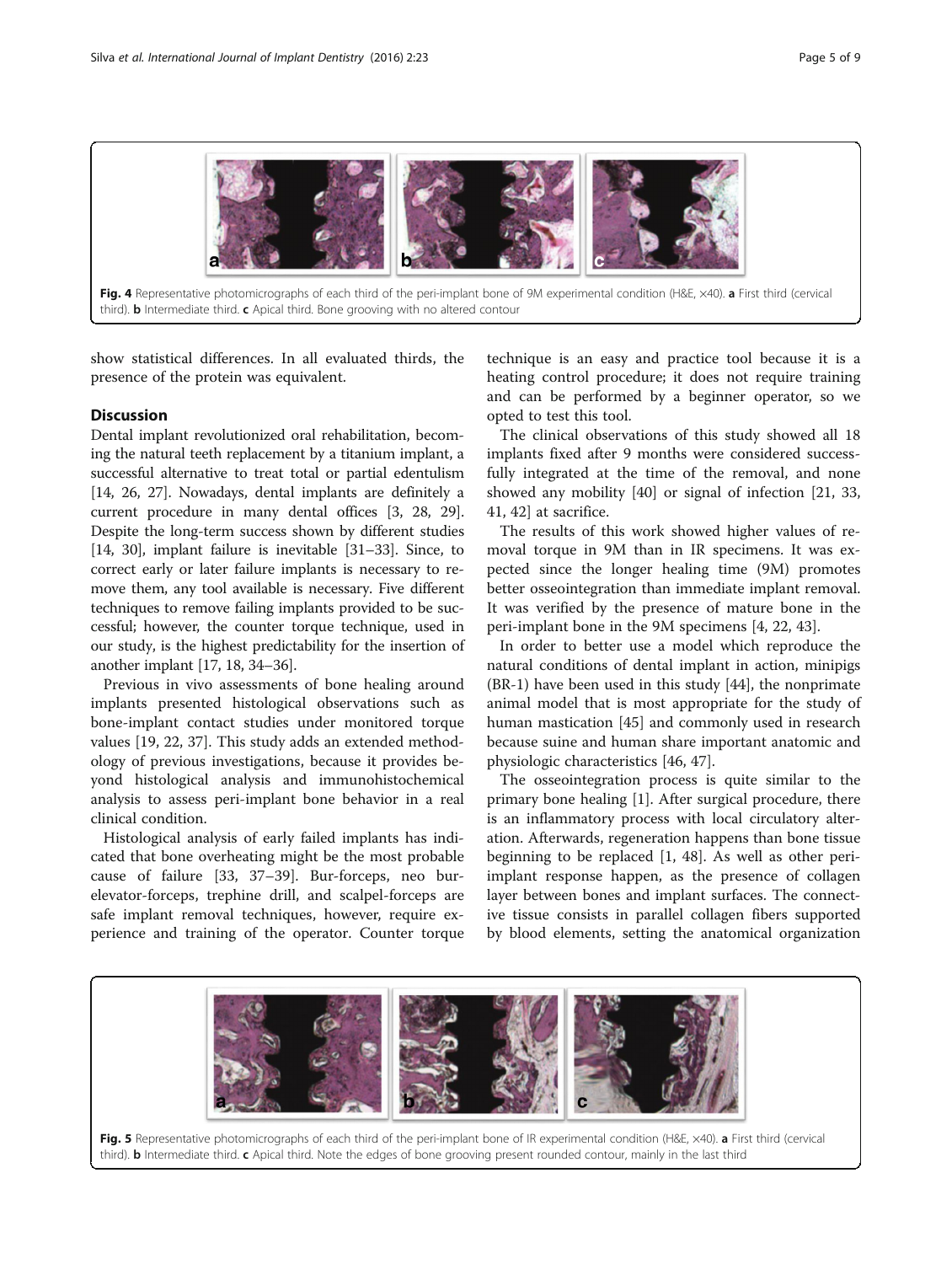Fig. 4 Representative photomicrographs of each third of the peri-implant bone of 9M experimental condition (H&E, ×40). **a** First third (cervical third). **b** Intermediate third. **c** Apical third. Bone grooving with no altered contour

show statistical differences. In all evaluated thirds, the presence of the protein was equivalent.

## Discussion

Dental implant revolutionized oral rehabilitation, becoming the natural teeth replacement by a titanium implant, a successful alternative to treat total or partial edentulism [14, 26, 27]. Nowadays, dental implants are definitely a current procedure in many dental offices [3, 28, 29]. Despite the long-term success shown by different studies [14, 30], implant failure is inevitable [31–33]. Since, to correct early or later failure implants is necessary to remove them, any tool available is necessary. Five different techniques to remove failing implants provided to be successful; however, the counter torque technique, used in our study, is the highest predictability for the insertion of another implant [17, 18, 34–36].

Previous in vivo assessments of bone healing around implants presented histological observations such as bone-implant contact studies under monitored torque values [19, 22, 37]. This study adds an extended methodology of previous investigations, because it provides beyond histological analysis and immunohistochemical analysis to assess peri-implant bone behavior in a real clinical condition.

Histological analysis of early failed implants has indicated that bone overheating might be the most probable cause of failure [33, 37–39]. Bur-forceps, neo bur-elevator-forceps, trephine drill, and scalpel-forceps are safe implant removal techniques, however, require experience and training of the operator. Counter torque technique is an easy and practice tool because it is a heating control procedure; it does not require training and can be performed by a beginner operator, so we opted to test this tool.

The clinical observations of this study showed all 18 implants fixed after 9 months were considered successfully integrated at the time of the removal, and none showed any mobility [40] or signal of infection [21, 33, 41, 42] at sacrifice.

The results of this work showed higher values of removal torque in 9M than in IR specimens. It was expected since the longer healing time (9M) promotes better osseointegration than immediate implant removal. It was verified by the presence of mature bone in the peri-implant bone in the 9M specimens [4, 22, 43].

In order to better use a model which reproduce the natural conditions of dental implant in action, minipigs (BR-1) have been used in this study [44], the nonprimate animal model that is most appropriate for the study of human mastication [45] and commonly used in research because suine and human share important anatomic and physiologic characteristics [46, 47].

The osseointegration process is quite similar to the primary bone healing [1]. After surgical procedure, there is an inflammatory process with local circulatory alteration. Afterwards, regeneration happens than bone tissue beginning to be replaced [1, 48]. As well as other peri-implant response happen, as the presence of collagen layer between bones and implant surfaces. The connective tissue consists in parallel collagen fibers supported by blood elements, setting the anatomical organization

Fig. 5 Representative photomicrographs of each third of the peri-implant bone of IR experimental condition (H&E, ×40). **a** First third (cervical third). **b** Intermediate third. **c** Apical third. Note the edges of bone grooving present rounded contour, mainly in the last third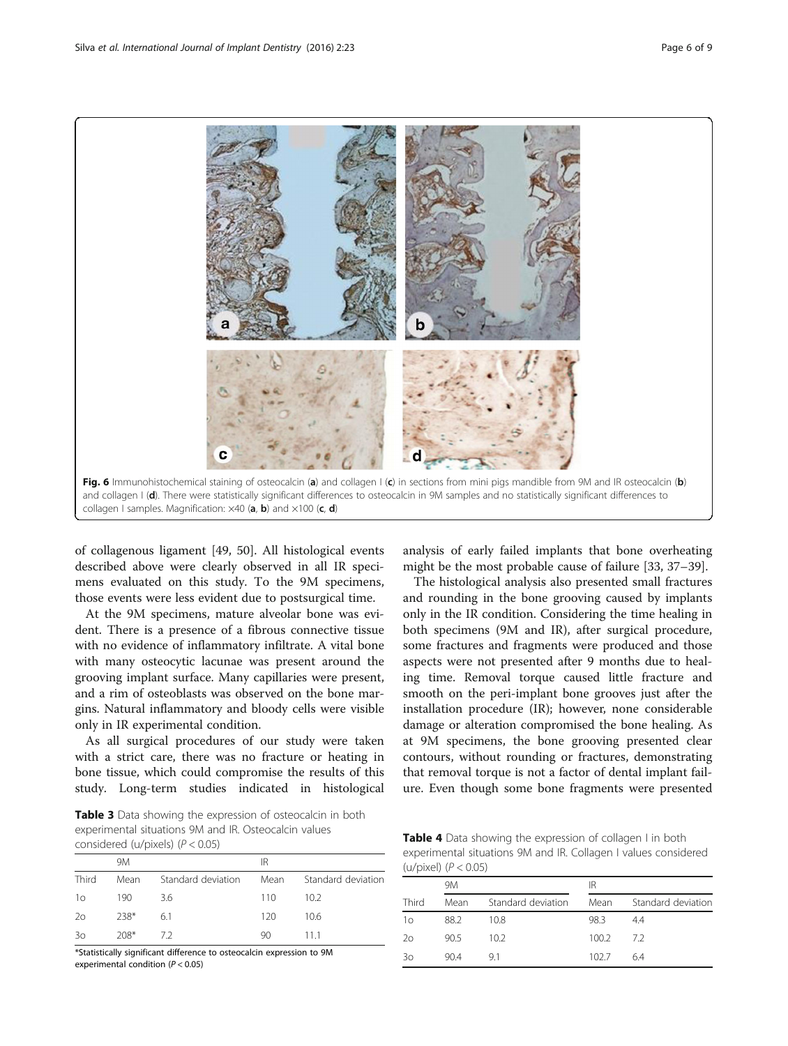Fig. 6 Immunohistochemical staining of osteocalcin (**a**) and collagen I (**c**) in sections from mini pigs mandible from 9M and IR osteocalcin (**b**) and collagen I (**d**). There were statistically significant differences to osteocalcin in 9M samples and no statistically significant differences to collagen I samples. Magnification: ×40 (**a**, **b**) and ×100 (**c**, **d**)

of collagenous ligament [49, 50]. All histological events described above were clearly observed in all IR specimens evaluated on this study. To the 9M specimens, those events were less evident due to postsurgical time.

At the 9M specimens, mature alveolar bone was evident. There is a presence of a fibrous connective tissue with no evidence of inflammatory infiltrate. A vital bone with many osteocytic lacunae was present around the grooving implant surface. Many capillaries were present, and a rim of osteoblasts was observed on the bone margins. Natural inflammatory and bloody cells were visible only in IR experimental condition.

As all surgical procedures of our study were taken with a strict care, there was no fracture or heating in bone tissue, which could compromise the results of this study. Long-term studies indicated in histological analysis of early failed implants that bone overheating might be the most probable cause of failure [33, 37–39].

The histological analysis also presented small fractures and rounding in the bone grooving caused by implants only in the IR condition. Considering the time healing in both specimens (9M and IR), after surgical procedure, some fractures and fragments were produced and those aspects were not presented after 9 months due to healing time. Removal torque caused little fracture and smooth on the peri-implant bone grooves just after the installation procedure (IR); however, none considerable damage or alteration compromised the bone healing. As at 9M specimens, the bone grooving presented clear contours, without rounding or fractures, demonstrating that removal torque is not a factor of dental implant failure. Even though some bone fragments were presented

**Table 3** Data showing the expression of osteocalcin in both experimental situations 9M and IR. Osteocalcin values considered (u/pixels) ($P < 0.05$)

| | 9M | | IR | |
|---|---|---|---|---|
| Third | Mean | Standard deviation | Mean | Standard deviation |
| 1o | 190 | 3.6 | 110 | 10.2 |
| 2o | 238* | 6.1 | 120 | 10.6 |
| 3o | 208* | 7.2 | 90 | 11.1 |

*Statistically significant difference to osteocalcin expression to 9M experimental condition ($P < 0.05$)

**Table 4** Data showing the expression of collagen I in both experimental situations 9M and IR. Collagen I values considered (u/pixel) ($P < 0.05$)

| | 9M | | IR | |
|---|---|---|---|---|
| Third | Mean | Standard deviation | Mean | Standard deviation |
| 1o | 88.2 | 10.8 | 98.3 | 4.4 |
| 2o | 90.5 | 10.2 | 100.2 | 7.2 |
| 3o | 90.4 | 9.1 | 102.7 | 6.4 |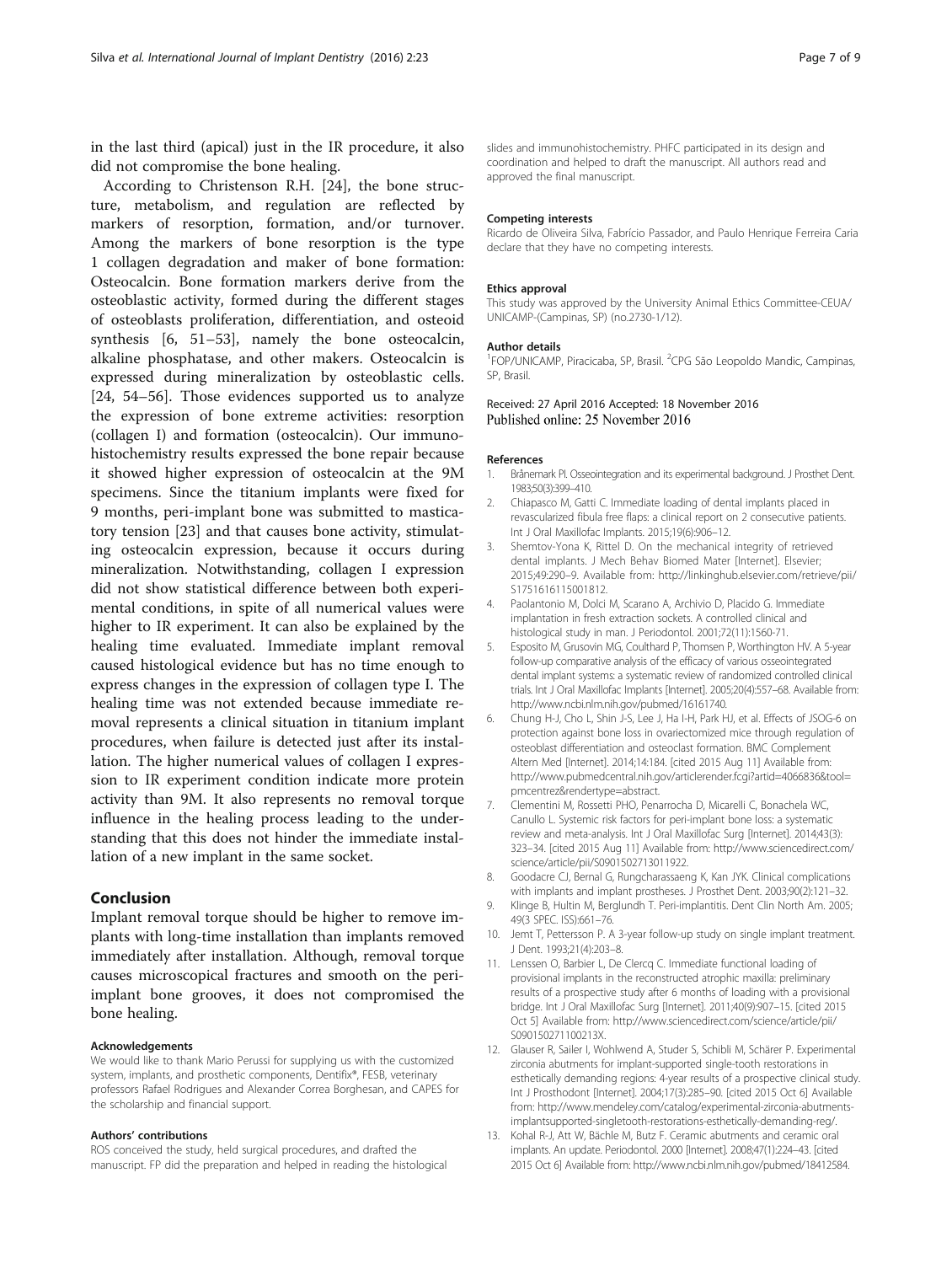in the last third (apical) just in the IR procedure, it also did not compromise the bone healing.

According to Christenson R.H. [24], the bone structure, metabolism, and regulation are reflected by markers of resorption, formation, and/or turnover. Among the markers of bone resorption is the type 1 collagen degradation and maker of bone formation: Osteocalcin. Bone formation markers derive from the osteoblastic activity, formed during the different stages of osteoblasts proliferation, differentiation, and osteoid synthesis [6, 51–53], namely the bone osteocalcin, alkaline phosphatase, and other makers. Osteocalcin is expressed during mineralization by osteoblastic cells. [24, 54–56]. Those evidences supported us to analyze the expression of bone extreme activities: resorption (collagen I) and formation (osteocalcin). Our immunohistochemistry results expressed the bone repair because it showed higher expression of osteocalcin at the 9M specimens. Since the titanium implants were fixed for 9 months, peri-implant bone was submitted to masticatory tension [23] and that causes bone activity, stimulating osteocalcin expression, because it occurs during mineralization. Notwithstanding, collagen I expression did not show statistical difference between both experimental conditions, in spite of all numerical values were higher to IR experiment. It can also be explained by the healing time evaluated. Immediate implant removal caused histological evidence but has no time enough to express changes in the expression of collagen type I. The healing time was not extended because immediate removal represents a clinical situation in titanium implant procedures, when failure is detected just after its installation. The higher numerical values of collagen I expression to IR experiment condition indicate more protein activity than 9M. It also represents no removal torque influence in the healing process leading to the understanding that this does not hinder the immediate installation of a new implant in the same socket.

## Conclusion

Implant removal torque should be higher to remove implants with long-time installation than implants removed immediately after installation. Although, removal torque causes microscopical fractures and smooth on the peri-implant bone grooves, it does not compromised the bone healing.

### Acknowledgements

We would like to thank Mario Perussi for supplying us with the customized system, implants, and prosthetic components, Dentifix®, FESB, veterinary professors Rafael Rodrigues and Alexander Correa Borghesan, and CAPES for the scholarship and financial support.

### Authors' contributions

ROS conceived the study, held surgical procedures, and drafted the manuscript. FP did the preparation and helped in reading the histological slides and immunohistochemistry. PHFC participated in its design and coordination and helped to draft the manuscript. All authors read and approved the final manuscript.

### Competing interests

Ricardo de Oliveira Silva, Fabrício Passador, and Paulo Henrique Ferreira Caria declare that they have no competing interests.

### Ethics approval

This study was approved by the University Animal Ethics Committee-CEUA/UNICAMP-(Campinas, SP) (no.2730-1/12).

### Author details

[1]FOP/UNICAMP, Piracicaba, SP, Brasil. [2]CPG São Leopoldo Mandic, Campinas, SP, Brasil.

Received: 27 April 2016 Accepted: 18 November 2016
Published online: 25 November 2016

### References

1. Brånemark PI. Osseointegration and its experimental background. J Prosthet Dent. 1983;50(3):399–410.
2. Chiapasco M, Gatti C. Immediate loading of dental implants placed in revascularized fibula free flaps: a clinical report on 2 consecutive patients. Int J Oral Maxillofac Implants. 2015;19(6):906–12.
3. Shemtov-Yona K, Rittel D. On the mechanical integrity of retrieved dental implants. J Mech Behav Biomed Mater [Internet]. Elsevier; 2015;49:290–9. Available from: http://linkinghub.elsevier.com/retrieve/pii/S1751616115001812.
4. Paolantonio M, Dolci M, Scarano A, Archivio D, Placido G. Immediate implantation in fresh extraction sockets. A controlled clinical and histological study in man. J Periodontol. 2001;72(11):1560-71.
5. Esposito M, Grusovin MG, Coulthard P, Thomsen P, Worthington HV. A 5-year follow-up comparative analysis of the efficacy of various osseointegrated dental implant systems: a systematic review of randomized controlled clinical trials. Int J Oral Maxillofac Implants [Internet]. 2005;20(4):557–68. Available from: http://www.ncbi.nlm.nih.gov/pubmed/16161740.
6. Chung H-J, Cho L, Shin J-S, Lee J, Ha I-H, Park HJ, et al. Effects of JSOG-6 on protection against bone loss in ovariectomized mice through regulation of osteoblast differentiation and osteoclast formation. BMC Complement Altern Med [Internet]. 2014;14:184. [cited 2015 Aug 11] Available from: http://www.pubmedcentral.nih.gov/articlerender.fcgi?artid=4066836&tool=pmcentrez&rendertype=abstract.
7. Clementini M, Rossetti PHO, Penarrocha D, Micarelli C, Bonachela WC, Canullo L. Systemic risk factors for peri-implant bone loss: a systematic review and meta-analysis. Int J Oral Maxillofac Surg [Internet]. 2014;43(3): 323–34. [cited 2015 Aug 11] Available from: http://www.sciencedirect.com/science/article/pii/S0901502713011922.
8. Goodacre CJ, Bernal G, Rungcharassaeng K, Kan JYK. Clinical complications with implants and implant prostheses. J Prosthet Dent. 2003;90(2):121–32.
9. Klinge B, Hultin M, Berglundh T. Peri-implantitis. Dent Clin North Am. 2005; 49(3 SPEC. ISS):661–76.
10. Jemt T, Pettersson P. A 3-year follow-up study on single implant treatment. J Dent. 1993;21(4):203–8.
11. Lenssen O, Barbier L, De Clercq C. Immediate functional loading of provisional implants in the reconstructed atrophic maxilla: preliminary results of a prospective study after 6 months of loading with a provisional bridge. Int J Oral Maxillofac Surg [Internet]. 2011;40(9):907–15. [cited 2015 Oct 5] Available from: http://www.sciencedirect.com/science/article/pii/S090150271100213X.
12. Glauser R, Sailer I, Wohlwend A, Studer S, Schibli M, Schärer P. Experimental zirconia abutments for implant-supported single-tooth restorations in esthetically demanding regions: 4-year results of a prospective clinical study. Int J Prosthodont [Internet]. 2004;17(3):285–90. [cited 2015 Oct 6] Available from: http://www.mendeley.com/catalog/experimental-zirconia-abutments-implantsupported-singletooth-restorations-esthetically-demanding-reg/.
13. Kohal R-J, Att W, Bächle M, Butz F. Ceramic abutments and ceramic oral implants. An update. Periodontol. 2000 [Internet]. 2008;47(1):224–43. [cited 2015 Oct 6] Available from: http://www.ncbi.nlm.nih.gov/pubmed/18412584.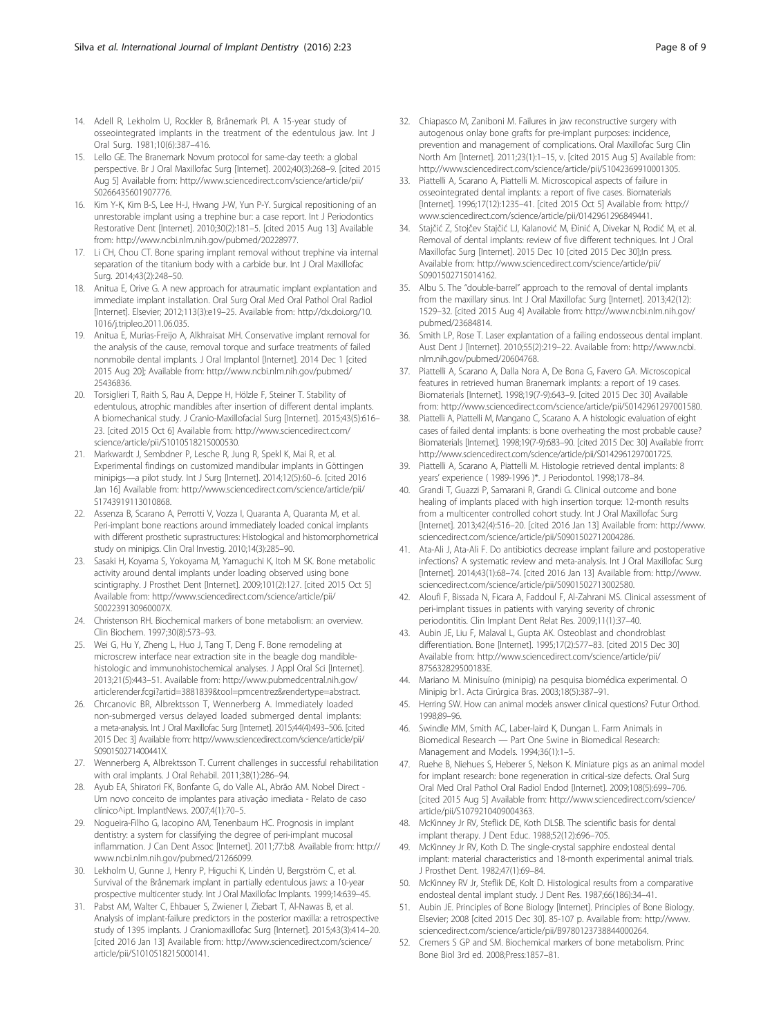14. Adell R, Lekholm U, Rockler B, Brånemark PI. A 15-year study of osseointegrated implants in the treatment of the edentulous jaw. Int J Oral Surg. 1981;10(6):387–416.
15. Lello GE. The Branemark Novum protocol for same-day teeth: a global perspective. Br J Oral Maxillofac Surg [Internet]. 2002;40(3):268–9. [cited 2015 Aug 5] Available from: http://www.sciencedirect.com/science/article/pii/S0266435601907776.
16. Kim Y-K, Kim B-S, Lee H-J, Hwang J-W, Yun P-Y. Surgical repositioning of an unrestorable implant using a trephine bur: a case report. Int J Periodontics Restorative Dent [Internet]. 2010;30(2):181–5. [cited 2015 Aug 13] Available from: http://www.ncbi.nlm.nih.gov/pubmed/20228977.
17. Li CH, Chou CT. Bone sparing implant removal without trephine via internal separation of the titanium body with a carbide bur. Int J Oral Maxillofac Surg. 2014;43(2):248–50.
18. Anitua E, Orive G. A new approach for atraumatic implant explantation and immediate implant installation. Oral Surg Oral Med Oral Pathol Oral Radiol [Internet]. Elsevier; 2012;113(3):e19–25. Available from: http://dx.doi.org/10.1016/j.tripleo.2011.06.035.
19. Anitua E, Murias-Freijo A, Alkhraisat MH. Conservative implant removal for the analysis of the cause, removal torque and surface treatments of failed nonmobile dental implants. J Oral Implantol [Internet]. 2014 Dec 1 [cited 2015 Aug 20]; Available from: http://www.ncbi.nlm.nih.gov/pubmed/25436836.
20. Torsiglieri T, Raith S, Rau A, Deppe H, Hölzle F, Steiner T. Stability of edentulous, atrophic mandibles after insertion of different dental implants. A biomechanical study. J Cranio-Maxillofacial Surg [Internet]. 2015;43(5):616–23. [cited 2015 Oct 6] Available from: http://www.sciencedirect.com/science/article/pii/S1010518215000530.
21. Markwardt J, Sembdner P, Lesche R, Jung R, Spekl K, Mai R, et al. Experimental findings on customized mandibular implants in Göttingen minipigs—a pilot study. Int J Surg [Internet]. 2014;12(5):60–6. [cited 2016 Jan 16] Available from: http://www.sciencedirect.com/science/article/pii/S1743919113010868.
22. Assenza B, Scarano A, Perrotti V, Vozza I, Quaranta A, Quaranta M, et al. Peri-implant bone reactions around immediately loaded conical implants with different prosthetic suprastructures: Histological and histomorphometrical study on minipigs. Clin Oral Investig. 2010;14(3):285–90.
23. Sasaki H, Koyama S, Yokoyama M, Yamaguchi K, Itoh M SK. Bone metabolic activity around dental implants under loading observed using bone scintigraphy. J Prosthet Dent [Internet]. 2009;101(2):127. [cited 2015 Oct 5] Available from: http://www.sciencedirect.com/science/article/pii/S002239130960007X.
24. Christenson RH. Biochemical markers of bone metabolism: an overview. Clin Biochem. 1997;30(8):573–93.
25. Wei G, Hu Y, Zheng L, Huo J, Tang T, Deng F. Bone remodeling at microscrew interface near extraction site in the beagle dog mandible-histologic and immunohistochemical analyses. J Appl Oral Sci [Internet]. 2013;21(5):443–51. Available from: http://www.pubmedcentral.nih.gov/articlerender.fcgi?artid=3881839&tool=pmcentrez&rendertype=abstract.
26. Chrcanovic BR, Albrektsson T, Wennerberg A. Immediately loaded non-submerged versus delayed loaded submerged dental implants: a meta-analysis. Int J Oral Maxillofac Surg [Internet]. 2015;44(4):493–506. [cited 2015 Dec 3] Available from: http://www.sciencedirect.com/science/article/pii/S090150271400441X.
27. Wennerberg A, Albrektsson T. Current challenges in successful rehabilitation with oral implants. J Oral Rehabil. 2011;38(1):286–94.
28. Ayub EA, Shiratori FK, Bonfante G, do Valle AL, Abrão AM. Nobel Direct - Um novo conceito de implantes para ativação imediata - Relato de caso clínico^ipt. ImplantNews. 2007;4(1):70–5.
29. Nogueira-Filho G, Iacopino AM, Tenenbaum HC. Prognosis in implant dentistry: a system for classifying the degree of peri-implant mucosal inflammation. J Can Dent Assoc [Internet]. 2011;77:b8. Available from: http://www.ncbi.nlm.nih.gov/pubmed/21266099.
30. Lekholm U, Gunne J, Henry P, Higuchi K, Lindén U, Bergström C, et al. Survival of the Brånemark implant in partially edentulous jaws: a 10-year prospective multicenter study. Int J Oral Maxillofac Implants. 1999;14:639–45.
31. Pabst AM, Walter C, Ehbauer S, Zwiener I, Ziebart T, Al-Nawas B, et al. Analysis of implant-failure predictors in the posterior maxilla: a retrospective study of 1395 implants. J Craniomaxillofac Surg [Internet]. 2015;43(3):414–20. [cited 2016 Jan 13] Available from: http://www.sciencedirect.com/science/article/pii/S1010518215000141.
32. Chiapasco M, Zaniboni M. Failures in jaw reconstructive surgery with autogenous onlay bone grafts for pre-implant purposes: incidence, prevention and management of complications. Oral Maxillofac Surg Clin North Am [Internet]. 2011;23(1):1–15, v. [cited 2015 Aug 5] Available from: http://www.sciencedirect.com/science/article/pii/S1042369910001305.
33. Piattelli A, Scarano A, Piattelli M. Microscopical aspects of failure in osseointegrated dental implants: a report of five cases. Biomaterials [Internet]. 1996;17(12):1235–41. [cited 2015 Oct 5] Available from: http://www.sciencedirect.com/science/article/pii/0142961296849441.
34. Stajčić Z, Stojčev Stajčić LJ, Kalanović M, Đinić A, Divekar N, Rodić M, et al. Removal of dental implants: review of five different techniques. Int J Oral Maxillofac Surg [Internet]. 2015 Dec 10 [cited 2015 Dec 30];In press. Available from: http://www.sciencedirect.com/science/article/pii/S0901502715014162.
35. Albu S. The "double-barrel" approach to the removal of dental implants from the maxillary sinus. Int J Oral Maxillofac Surg [Internet]. 2013;42(12):1529–32. [cited 2015 Aug 4] Available from: http://www.ncbi.nlm.nih.gov/pubmed/23684814.
36. Smith LP, Rose T. Laser explantation of a failing endosseous dental implant. Aust Dent J [Internet]. 2010;55(2):219–22. Available from: http://www.ncbi.nlm.nih.gov/pubmed/20604768.
37. Piattelli A, Scarano A, Dalla Nora A, De Bona G, Favero GA. Microscopical features in retrieved human Branemark implants: a report of 19 cases. Biomaterials [Internet]. 1998;19(7-9):643–9. [cited 2015 Dec 30] Available from: http://www.sciencedirect.com/science/article/pii/S0142961297001580.
38. Piattelli A, Piattelli M, Mangano C, Scarano A. A histologic evaluation of eight cases of failed dental implants: is bone overheating the most probable cause? Biomaterials [Internet]. 1998;19(7-9):683–90. [cited 2015 Dec 30] Available from: http://www.sciencedirect.com/science/article/pii/S0142961297001725.
39. Piattelli A, Scarano A, Piattelli M. Histologie retrieved dental implants: 8 years' experience ( 1989-1996 )*. J Periodontol. 1998;178–84.
40. Grandi T, Guazzi P, Samarani R, Grandi G. Clinical outcome and bone healing of implants placed with high insertion torque: 12-month results from a multicenter controlled cohort study. Int J Oral Maxillofac Surg [Internet]. 2013;42(4):516–20. [cited 2016 Jan 13] Available from: http://www.sciencedirect.com/science/article/pii/S0901502712004286.
41. Ata-Ali J, Ata-Ali F. Do antibiotics decrease implant failure and postoperative infections? A systematic review and meta-analysis. Int J Oral Maxillofac Surg [Internet]. 2014;43(1):68–74. [cited 2016 Jan 13] Available from: http://www.sciencedirect.com/science/article/pii/S0901502713002580.
42. Aloufi F, Bissada N, Ficara A, Faddoul F, Al-Zahrani MS. Clinical assessment of peri-implant tissues in patients with varying severity of chronic periodontitis. Clin Implant Dent Relat Res. 2009;11(1):37–40.
43. Aubin JE, Liu F, Malaval L, Gupta AK. Osteoblast and chondroblast differentiation. Bone [Internet]. 1995;17(2):S77–83. [cited 2015 Dec 30] Available from: http://www.sciencedirect.com/science/article/pii/875632829500183E.
44. Mariano M. Minisuíno (minipig) na pesquisa biomédica experimental. O Minipig br1. Acta Cirúrgica Bras. 2003;18(5):387–91.
45. Herring SW. How can animal models answer clinical questions? Futur Orthod. 1998;89–96.
46. Swindle MM, Smith AC, Laber-laird K, Dungan L. Farm Animals in Biomedical Research — Part One Swine in Biomedical Research: Management and Models. 1994;36(1):1–5.
47. Ruehe B, Niehues S, Heberer S, Nelson K. Miniature pigs as an animal model for implant research: bone regeneration in critical-size defects. Oral Surg Oral Med Oral Pathol Oral Radiol Endod [Internet]. 2009;108(5):699–706. [cited 2015 Aug 5] Available from: http://www.sciencedirect.com/science/article/pii/S1079210409004363.
48. McKinney Jr RV, Steflick DE, Koth DLSB. The scientific basis for dental implant therapy. J Dent Educ. 1988;52(12):696–705.
49. McKinney Jr RV, Koth D. The single-crystal sapphire endosteal dental implant: material characteristics and 18-month experimental animal trials. J Prosthet Dent. 1982;47(1):69–84.
50. McKinney RV Jr, Steflik DE, Kolt D. Histological results from a comparative endosteal dental implant study. J Dent Res. 1987;66(186):34–41.
51. Aubin JE. Principles of Bone Biology [Internet]. Principles of Bone Biology. Elsevier; 2008 [cited 2015 Dec 30]. 85-107 p. Available from: http://www.sciencedirect.com/science/article/pii/B9780123738844000264.
52. Cremers S GP and SM. Biochemical markers of bone metabolism. Princ Bone Biol 3rd ed. 2008;Press:1857–81.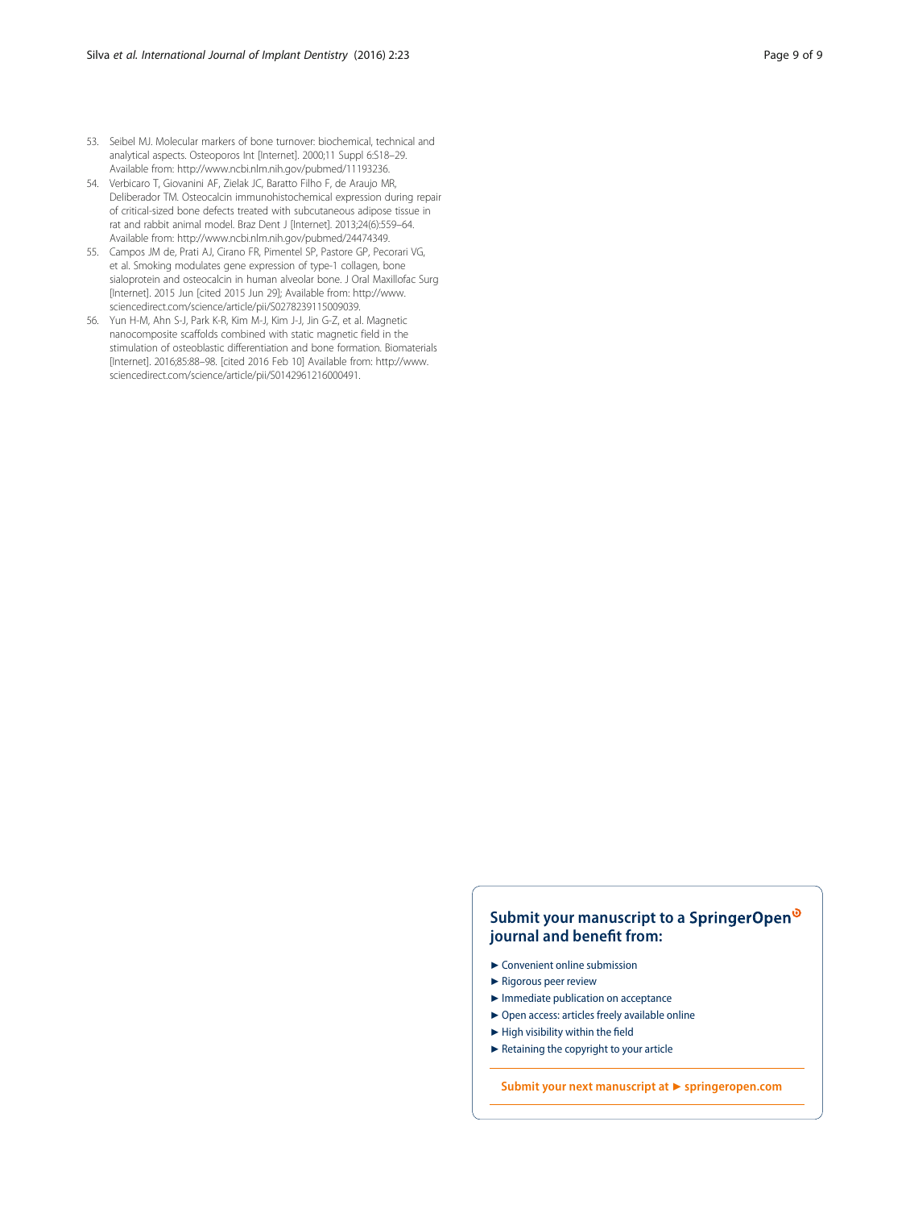53. Seibel MJ. Molecular markers of bone turnover: biochemical, technical and analytical aspects. Osteoporos Int [Internet]. 2000;11 Suppl 6:S18–29. Available from: http://www.ncbi.nlm.nih.gov/pubmed/11193236.
54. Verbicaro T, Giovanini AF, Zielak JC, Baratto Filho F, de Araujo MR, Deliberador TM. Osteocalcin immunohistochemical expression during repair of critical-sized bone defects treated with subcutaneous adipose tissue in rat and rabbit animal model. Braz Dent J [Internet]. 2013;24(6):559–64. Available from: http://www.ncbi.nlm.nih.gov/pubmed/24474349.
55. Campos JM de, Prati AJ, Cirano FR, Pimentel SP, Pastore GP, Pecorari VG, et al. Smoking modulates gene expression of type-1 collagen, bone sialoprotein and osteocalcin in human alveolar bone. J Oral Maxillofac Surg [Internet]. 2015 Jun [cited 2015 Jun 29]; Available from: http://www.sciencedirect.com/science/article/pii/S0278239115009039.
56. Yun H-M, Ahn S-J, Park K-R, Kim M-J, Kim J-J, Jin G-Z, et al. Magnetic nanocomposite scaffolds combined with static magnetic field in the stimulation of osteoblastic differentiation and bone formation. Biomaterials [Internet]. 2016;85:88–98. [cited 2016 Feb 10] Available from: http://www.sciencedirect.com/science/article/pii/S0142961216000491.

**Submit your manuscript to a SpringerOpen journal and benefit from:**

- ► Convenient online submission
- ► Rigorous peer review
- ► Immediate publication on acceptance
- ► Open access: articles freely available online
- ► High visibility within the field
- ► Retaining the copyright to your article

**Submit your next manuscript at ► springeropen.com**